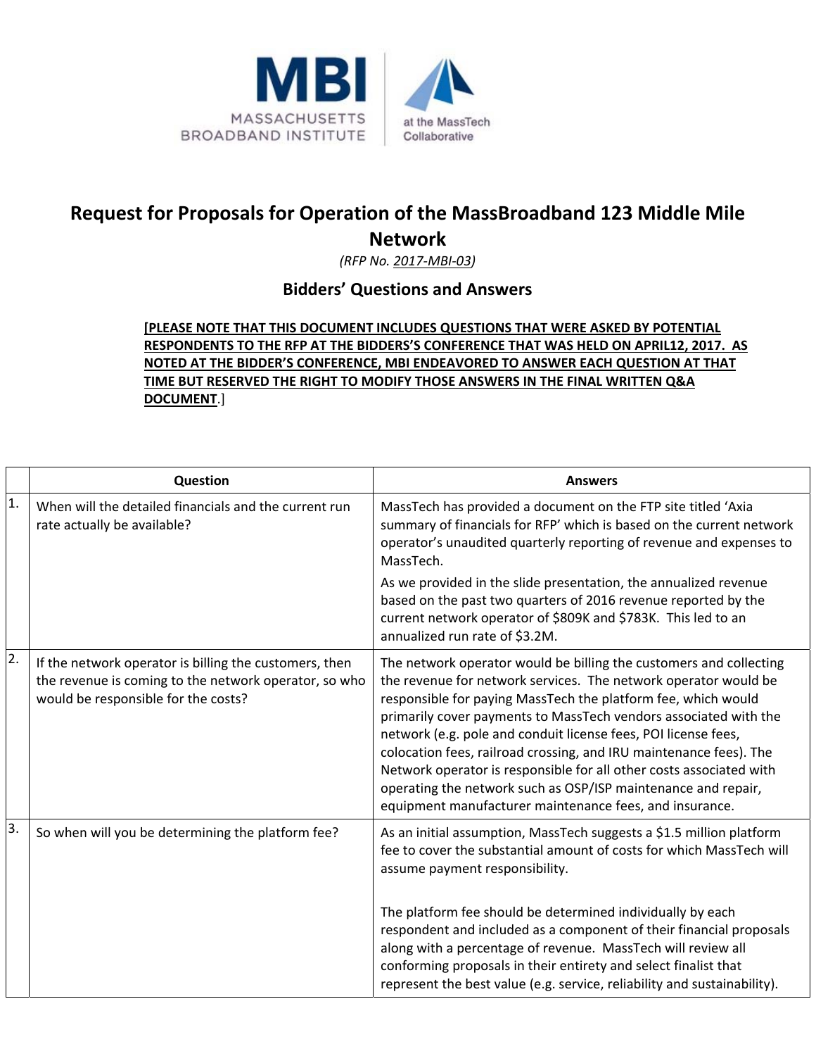MBI MASSACHUSETTS BROADBAND INSTITUTE | at the MassTech Collaborative

# Request for Proposals for Operation of the MassBroadband 123 Middle Mile Network

*(RFP No. 2017-MBI-03)*

## Bidders' Questions and Answers

**[PLEASE NOTE THAT THIS DOCUMENT INCLUDES QUESTIONS THAT WERE ASKED BY POTENTIAL RESPONDENTS TO THE RFP AT THE BIDDERS'S CONFERENCE THAT WAS HELD ON APRIL12, 2017. AS NOTED AT THE BIDDER'S CONFERENCE, MBI ENDEAVORED TO ANSWER EACH QUESTION AT THAT TIME BUT RESERVED THE RIGHT TO MODIFY THOSE ANSWERS IN THE FINAL WRITTEN Q&A DOCUMENT.]**

| | Question | Answers |
|---|---|---|
| 1. | When will the detailed financials and the current run rate actually be available? | MassTech has provided a document on the FTP site titled 'Axia summary of financials for RFP' which is based on the current network operator's unaudited quarterly reporting of revenue and expenses to MassTech.<br><br>As we provided in the slide presentation, the annualized revenue based on the past two quarters of 2016 revenue reported by the current network operator of $809K and $783K. This led to an annualized run rate of $3.2M. |
| 2. | If the network operator is billing the customers, then the revenue is coming to the network operator, so who would be responsible for the costs? | The network operator would be billing the customers and collecting the revenue for network services. The network operator would be responsible for paying MassTech the platform fee, which would primarily cover payments to MassTech vendors associated with the network (e.g. pole and conduit license fees, POI license fees, colocation fees, railroad crossing, and IRU maintenance fees). The Network operator is responsible for all other costs associated with operating the network such as OSP/ISP maintenance and repair, equipment manufacturer maintenance fees, and insurance. |
| 3. | So when will you be determining the platform fee? | As an initial assumption, MassTech suggests a $1.5 million platform fee to cover the substantial amount of costs for which MassTech will assume payment responsibility.<br><br>The platform fee should be determined individually by each respondent and included as a component of their financial proposals along with a percentage of revenue. MassTech will review all conforming proposals in their entirety and select finalist that represent the best value (e.g. service, reliability and sustainability). |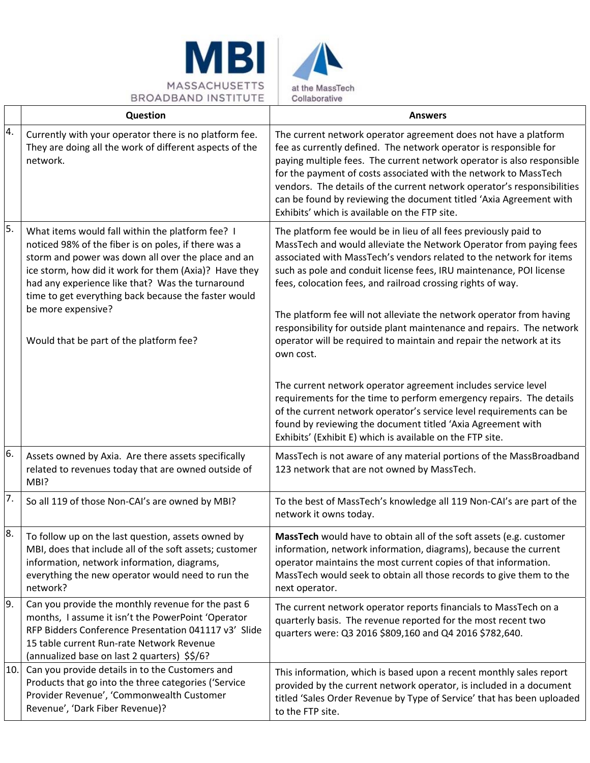| | Question | Answers |
|---|---|---|
| 4. | Currently with your operator there is no platform fee. They are doing all the work of different aspects of the network. | The current network operator agreement does not have a platform fee as currently defined. The network operator is responsible for paying multiple fees. The current network operator is also responsible for the payment of costs associated with the network to MassTech vendors. The details of the current network operator's responsibilities can be found by reviewing the document titled 'Axia Agreement with Exhibits' which is available on the FTP site. |
| 5. | What items would fall within the platform fee? I noticed 98% of the fiber is on poles, if there was a storm and power was down all over the place and an ice storm, how did it work for them (Axia)? Have they had any experience like that? Was the turnaround time to get everything back because the faster would be more expensive?<br><br>Would that be part of the platform fee? | The platform fee would be in lieu of all fees previously paid to MassTech and would alleviate the Network Operator from paying fees associated with MassTech's vendors related to the network for items such as pole and conduit license fees, IRU maintenance, POI license fees, colocation fees, and railroad crossing rights of way.<br><br>The platform fee will not alleviate the network operator from having responsibility for outside plant maintenance and repairs. The network operator will be required to maintain and repair the network at its own cost.<br><br>The current network operator agreement includes service level requirements for the time to perform emergency repairs. The details of the current network operator's service level requirements can be found by reviewing the document titled 'Axia Agreement with Exhibits' (Exhibit E) which is available on the FTP site. |
| 6. | Assets owned by Axia. Are there assets specifically related to revenues today that are owned outside of MBI? | MassTech is not aware of any material portions of the MassBroadband 123 network that are not owned by MassTech. |
| 7. | So all 119 of those Non-CAI's are owned by MBI? | To the best of MassTech's knowledge all 119 Non-CAI's are part of the network it owns today. |
| 8. | To follow up on the last question, assets owned by MBI, does that include all of the soft assets; customer information, network information, diagrams, everything the new operator would need to run the network? | **MassTech** would have to obtain all of the soft assets (e.g. customer information, network information, diagrams), because the current operator maintains the most current copies of that information. MassTech would seek to obtain all those records to give them to the next operator. |
| 9. | Can you provide the monthly revenue for the past 6 months, I assume it isn't the PowerPoint 'Operator RFP Bidders Conference Presentation 041117 v3' Slide 15 table current Run-rate Network Revenue (annualized base on last 2 quarters) $$/6? | The current network operator reports financials to MassTech on a quarterly basis. The revenue reported for the most recent two quarters were: Q3 2016 $809,160 and Q4 2016 $782,640. |
| 10. | Can you provide details in to the Customers and Products that go into the three categories ('Service Provider Revenue', 'Commonwealth Customer Revenue', 'Dark Fiber Revenue)? | This information, which is based upon a recent monthly sales report provided by the current network operator, is included in a document titled 'Sales Order Revenue by Type of Service' that has been uploaded to the FTP site. |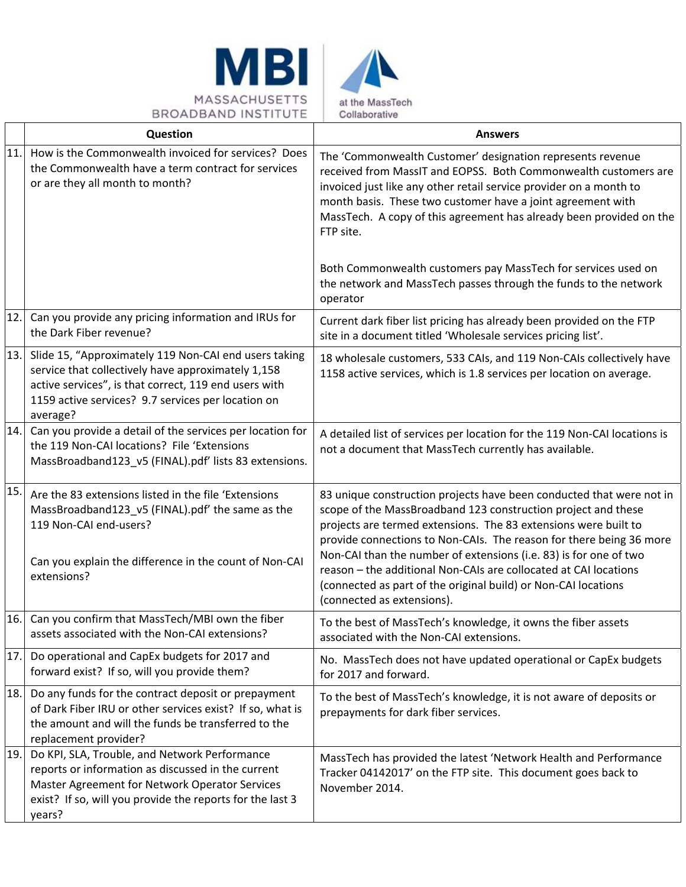| | Question | Answers |
|---|---|---|
| 11. | How is the Commonwealth invoiced for services? Does the Commonwealth have a term contract for services or are they all month to month? | The 'Commonwealth Customer' designation represents revenue received from MassIT and EOPSS. Both Commonwealth customers are invoiced just like any other retail service provider on a month to month basis. These two customer have a joint agreement with MassTech. A copy of this agreement has already been provided on the FTP site.<br><br>Both Commonwealth customers pay MassTech for services used on the network and MassTech passes through the funds to the network operator |
| 12. | Can you provide any pricing information and IRUs for the Dark Fiber revenue? | Current dark fiber list pricing has already been provided on the FTP site in a document titled 'Wholesale services pricing list'. |
| 13. | Slide 15, "Approximately 119 Non-CAI end users taking service that collectively have approximately 1,158 active services", is that correct, 119 end users with 1159 active services? 9.7 services per location on average? | 18 wholesale customers, 533 CAIs, and 119 Non-CAIs collectively have 1158 active services, which is 1.8 services per location on average. |
| 14. | Can you provide a detail of the services per location for the 119 Non-CAI locations? File 'Extensions MassBroadband123_v5 (FINAL).pdf' lists 83 extensions. | A detailed list of services per location for the 119 Non-CAI locations is not a document that MassTech currently has available. |
| 15. | Are the 83 extensions listed in the file 'Extensions MassBroadband123_v5 (FINAL).pdf' the same as the 119 Non-CAI end-users?<br><br>Can you explain the difference in the count of Non-CAI extensions? | 83 unique construction projects have been conducted that were not in scope of the MassBroadband 123 construction project and these projects are termed extensions. The 83 extensions were built to provide connections to Non-CAIs. The reason for there being 36 more Non-CAI than the number of extensions (i.e. 83) is for one of two reason – the additional Non-CAIs are collocated at CAI locations (connected as part of the original build) or Non-CAI locations (connected as extensions). |
| 16. | Can you confirm that MassTech/MBI own the fiber assets associated with the Non-CAI extensions? | To the best of MassTech's knowledge, it owns the fiber assets associated with the Non-CAI extensions. |
| 17. | Do operational and CapEx budgets for 2017 and forward exist? If so, will you provide them? | No. MassTech does not have updated operational or CapEx budgets for 2017 and forward. |
| 18. | Do any funds for the contract deposit or prepayment of Dark Fiber IRU or other services exist? If so, what is the amount and will the funds be transferred to the replacement provider? | To the best of MassTech's knowledge, it is not aware of deposits or prepayments for dark fiber services. |
| 19. | Do KPI, SLA, Trouble, and Network Performance reports or information as discussed in the current Master Agreement for Network Operator Services exist? If so, will you provide the reports for the last 3 years? | MassTech has provided the latest 'Network Health and Performance Tracker 04142017' on the FTP site. This document goes back to November 2014. |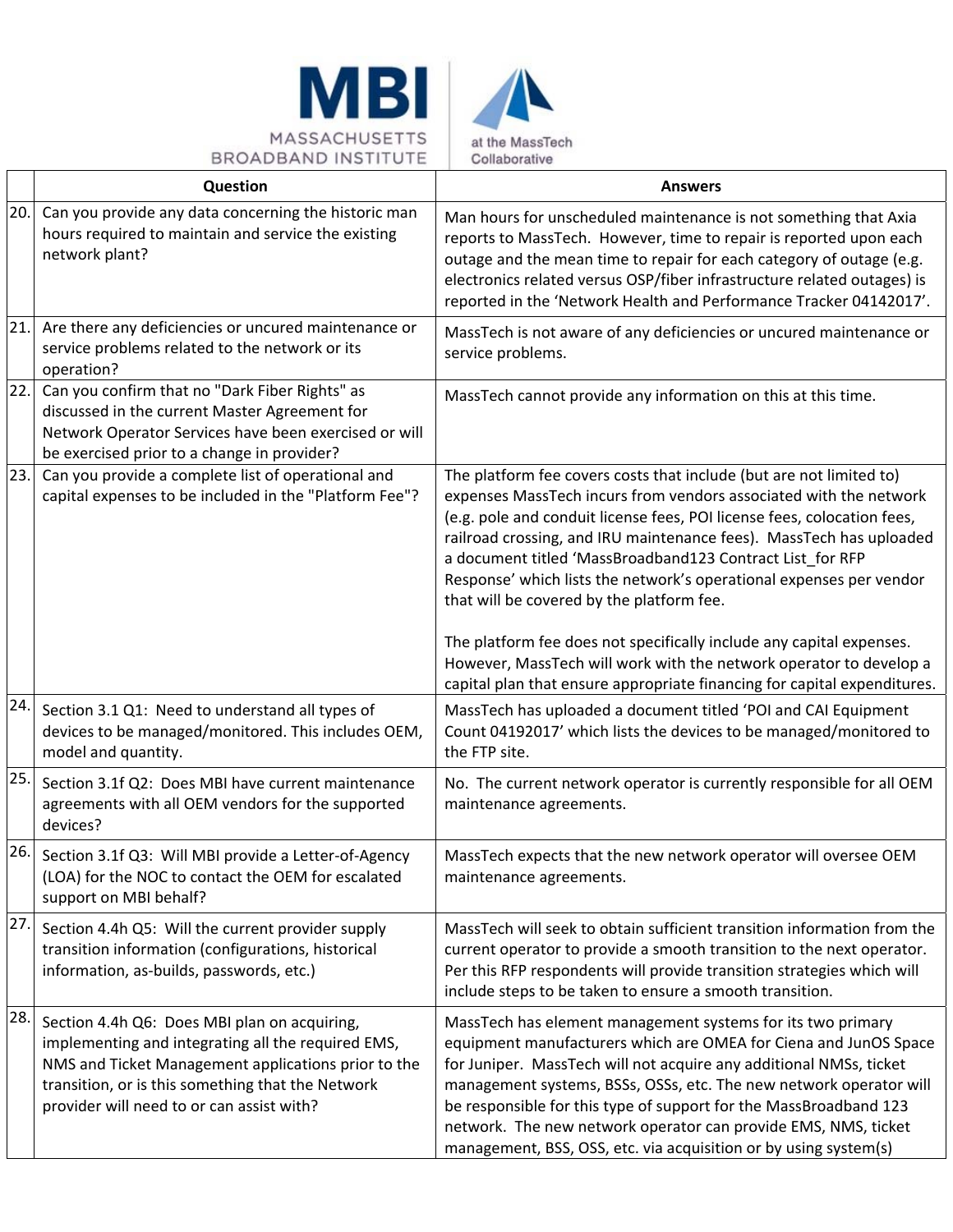| | Question | Answers |
|---|---|---|
| 20. | Can you provide any data concerning the historic man hours required to maintain and service the existing network plant? | Man hours for unscheduled maintenance is not something that Axia reports to MassTech. However, time to repair is reported upon each outage and the mean time to repair for each category of outage (e.g. electronics related versus OSP/fiber infrastructure related outages) is reported in the 'Network Health and Performance Tracker 04142017'. |
| 21. | Are there any deficiencies or uncured maintenance or service problems related to the network or its operation? | MassTech is not aware of any deficiencies or uncured maintenance or service problems. |
| 22. | Can you confirm that no "Dark Fiber Rights" as discussed in the current Master Agreement for Network Operator Services have been exercised or will be exercised prior to a change in provider? | MassTech cannot provide any information on this at this time. |
| 23. | Can you provide a complete list of operational and capital expenses to be included in the "Platform Fee"? | The platform fee covers costs that include (but are not limited to) expenses MassTech incurs from vendors associated with the network (e.g. pole and conduit license fees, POI license fees, colocation fees, railroad crossing, and IRU maintenance fees). MassTech has uploaded a document titled 'MassBroadband123 Contract List_for RFP Response' which lists the network's operational expenses per vendor that will be covered by the platform fee.<br><br>The platform fee does not specifically include any capital expenses. However, MassTech will work with the network operator to develop a capital plan that ensure appropriate financing for capital expenditures. |
| 24. | Section 3.1 Q1: Need to understand all types of devices to be managed/monitored. This includes OEM, model and quantity. | MassTech has uploaded a document titled 'POI and CAI Equipment Count 04192017' which lists the devices to be managed/monitored to the FTP site. |
| 25. | Section 3.1f Q2: Does MBI have current maintenance agreements with all OEM vendors for the supported devices? | No. The current network operator is currently responsible for all OEM maintenance agreements. |
| 26. | Section 3.1f Q3: Will MBI provide a Letter-of-Agency (LOA) for the NOC to contact the OEM for escalated support on MBI behalf? | MassTech expects that the new network operator will oversee OEM maintenance agreements. |
| 27. | Section 4.4h Q5: Will the current provider supply transition information (configurations, historical information, as-builds, passwords, etc.) | MassTech will seek to obtain sufficient transition information from the current operator to provide a smooth transition to the next operator. Per this RFP respondents will provide transition strategies which will include steps to be taken to ensure a smooth transition. |
| 28. | Section 4.4h Q6: Does MBI plan on acquiring, implementing and integrating all the required EMS, NMS and Ticket Management applications prior to the transition, or is this something that the Network provider will need to or can assist with? | MassTech has element management systems for its two primary equipment manufacturers which are OMEA for Ciena and JunOS Space for Juniper. MassTech will not acquire any additional NMSs, ticket management systems, BSSs, OSSs, etc. The new network operator will be responsible for this type of support for the MassBroadband 123 network. The new network operator can provide EMS, NMS, ticket management, BSS, OSS, etc. via acquisition or by using system(s) |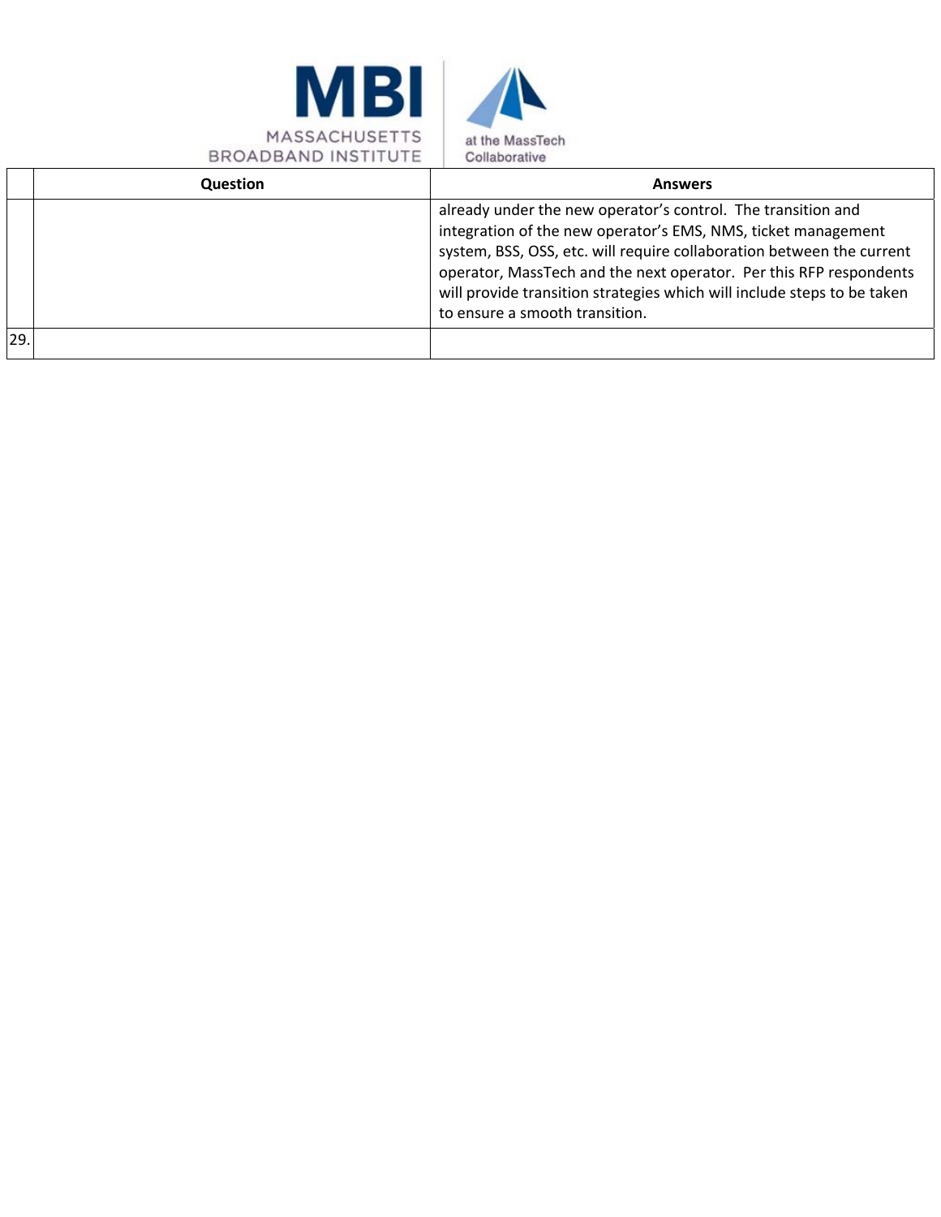| | Question | Answers |
|---|---|---|
| | | already under the new operator's control. The transition and integration of the new operator's EMS, NMS, ticket management system, BSS, OSS, etc. will require collaboration between the current operator, MassTech and the next operator. Per this RFP respondents will provide transition strategies which will include steps to be taken to ensure a smooth transition. |
| 29. | | |